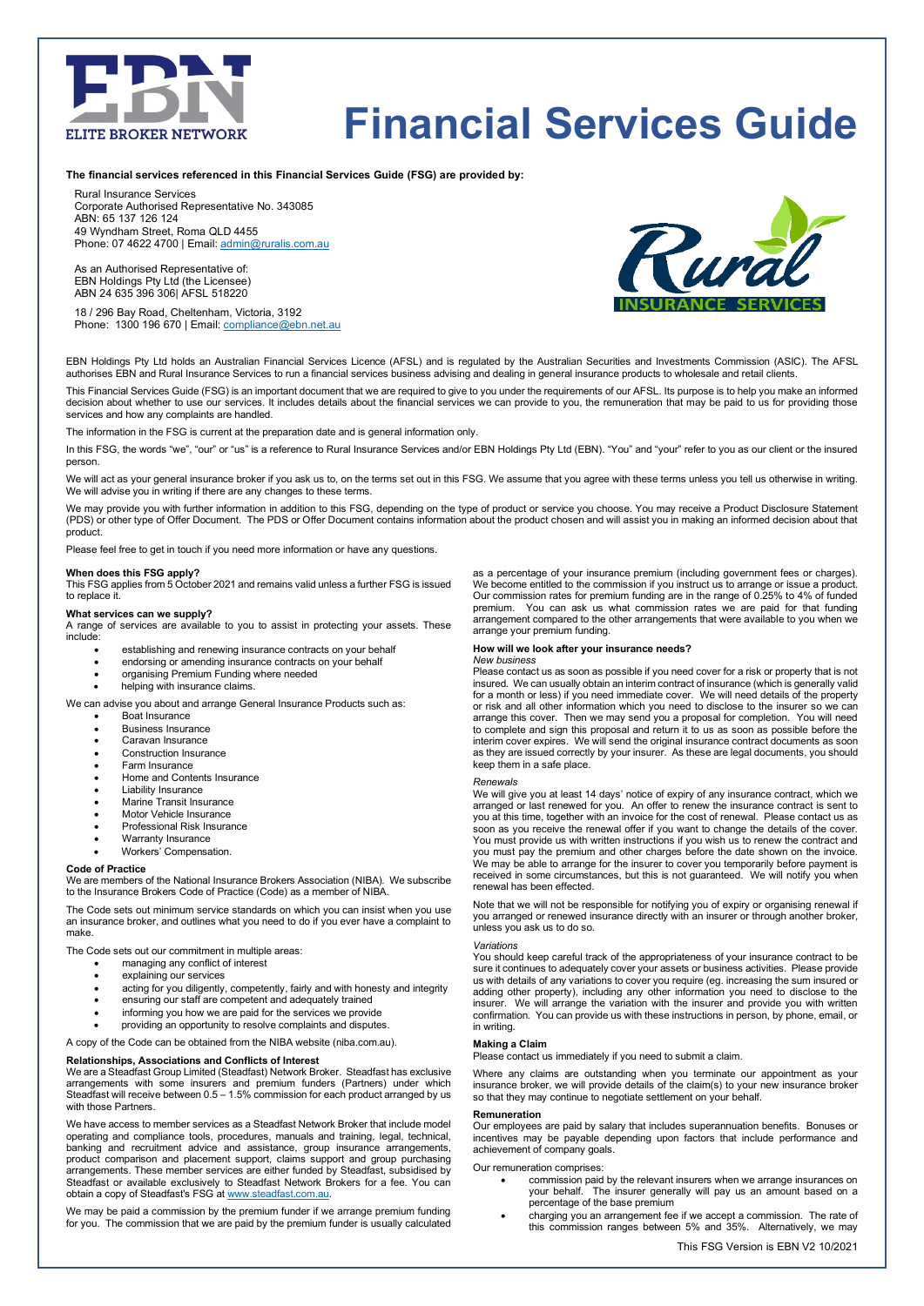# Financial Services Guide

**The financial services referenced in this Financial Services Guide (FSG) are provided by:**

Rural Insurance Services
Corporate Authorised Representative No. 343085
ABN: 65 137 126 124
49 Wyndham Street, Roma QLD 4455
Phone: 07 4622 4700 | Email: admin@ruralis.com.au

As an Authorised Representative of:
EBN Holdings Pty Ltd (the Licensee)
ABN 24 635 396 306| AFSL 518220

18 / 296 Bay Road, Cheltenham, Victoria, 3192
Phone: 1300 196 670 | Email: compliance@ebn.net.au

EBN Holdings Pty Ltd holds an Australian Financial Services Licence (AFSL) and is regulated by the Australian Securities and Investments Commission (ASIC). The AFSL authorises EBN and Rural Insurance Services to run a financial services business advising and dealing in general insurance products to wholesale and retail clients.

This Financial Services Guide (FSG) is an important document that we are required to give to you under the requirements of our AFSL. Its purpose is to help you make an informed decision about whether to use our services. It includes details about the financial services we can provide to you, the remuneration that may be paid to us for providing those services and how any complaints are handled.

The information in the FSG is current at the preparation date and is general information only.

In this FSG, the words "we", "our" or "us" is a reference to Rural Insurance Services and/or EBN Holdings Pty Ltd (EBN). "You" and "your" refer to you as our client or the insured person.

We will act as your general insurance broker if you ask us to, on the terms set out in this FSG. We assume that you agree with these terms unless you tell us otherwise in writing. We will advise you in writing if there are any changes to these terms.

We may provide you with further information in addition to this FSG, depending on the type of product or service you choose. You may receive a Product Disclosure Statement (PDS) or other type of Offer Document. The PDS or Offer Document contains information about the product chosen and will assist you in making an informed decision about that product.

Please feel free to get in touch if you need more information or have any questions.

### When does this FSG apply?

This FSG applies from 5 October 2021 and remains valid unless a further FSG is issued to replace it.

### What services can we supply?

A range of services are available to you to assist in protecting your assets. These include:

- establishing and renewing insurance contracts on your behalf
- endorsing or amending insurance contracts on your behalf
- organising Premium Funding where needed
- helping with insurance claims.

We can advise you about and arrange General Insurance Products such as:

- Boat Insurance
- Business Insurance
- Caravan Insurance
- Construction Insurance
- Farm Insurance
- Home and Contents Insurance
- Liability Insurance
- Marine Transit Insurance
- Motor Vehicle Insurance
- Professional Risk Insurance
- Warranty Insurance
- Workers' Compensation.

### Code of Practice

We are members of the National Insurance Brokers Association (NIBA). We subscribe to the Insurance Brokers Code of Practice (Code) as a member of NIBA.

The Code sets out minimum service standards on which you can insist when you use an insurance broker, and outlines what you need to do if you ever have a complaint to make.

The Code sets out our commitment in multiple areas:

- managing any conflict of interest
- explaining our services
- acting for you diligently, competently, fairly and with honesty and integrity
- ensuring our staff are competent and adequately trained
- informing you how we are paid for the services we provide
- providing an opportunity to resolve complaints and disputes.

A copy of the Code can be obtained from the NIBA website (niba.com.au).

### Relationships, Associations and Conflicts of Interest

We are a Steadfast Group Limited (Steadfast) Network Broker. Steadfast has exclusive arrangements with some insurers and premium funders (Partners) under which Steadfast will receive between 0.5 – 1.5% commission for each product arranged by us with those Partners.

We have access to member services as a Steadfast Network Broker that include model operating and compliance tools, procedures, manuals and training, legal, technical, banking and recruitment advice and assistance, group insurance arrangements, product comparison and placement support, claims support and group purchasing arrangements. These member services are either funded by Steadfast, subsidised by Steadfast or available exclusively to Steadfast Network Brokers for a fee. You can obtain a copy of Steadfast's FSG at www.steadfast.com.au.

We may be paid a commission by the premium funder if we arrange premium funding for you. The commission that we are paid by the premium funder is usually calculated as a percentage of your insurance premium (including government fees or charges). We become entitled to the commission if you instruct us to arrange or issue a product. Our commission rates for premium funding are in the range of 0.25% to 4% of funded premium. You can ask us what commission rates we are paid for that funding arrangement compared to the other arrangements that were available to you when we arrange your premium funding.

### How will we look after your insurance needs?

*New business*

Please contact us as soon as possible if you need cover for a risk or property that is not insured. We can usually obtain an interim contract of insurance (which is generally valid for a month or less) if you need immediate cover. We will need details of the property or risk and all other information which you need to disclose to the insurer so we can arrange this cover. Then we may send you a proposal for completion. You will need to complete and sign this proposal and return it to us as soon as possible before the interim cover expires. We will send the original insurance contract documents as soon as they are issued correctly by your insurer. As these are legal documents, you should keep them in a safe place.

*Renewals*

We will give you at least 14 days' notice of expiry of any insurance contract, which we arranged or last renewed for you. An offer to renew the insurance contract is sent to you at this time, together with an invoice for the cost of renewal. Please contact us as soon as you receive the renewal offer if you want to change the details of the cover. You must provide us with written instructions if you wish us to renew the contract and you must pay the premium and other charges before the date shown on the invoice. We may be able to arrange for the insurer to cover you temporarily before payment is received in some circumstances, but this is not guaranteed. We will notify you when renewal has been effected.

Note that we will not be responsible for notifying you of expiry or organising renewal if you arranged or renewed insurance directly with an insurer or through another broker, unless you ask us to do so.

*Variations*

You should keep careful track of the appropriateness of your insurance contract to be sure it continues to adequately cover your assets or business activities. Please provide us with details of any variations to cover you require (eg. increasing the sum insured or adding other property), including any other information you need to disclose to the insurer. We will arrange the variation with the insurer and provide you with written confirmation. You can provide us with these instructions in person, by phone, email, or in writing.

### Making a Claim

Please contact us immediately if you need to submit a claim.

Where any claims are outstanding when you terminate our appointment as your insurance broker, we will provide details of the claim(s) to your new insurance broker so that they may continue to negotiate settlement on your behalf.

### Remuneration

Our employees are paid by salary that includes superannuation benefits. Bonuses or incentives may be payable depending upon factors that include performance and achievement of company goals.

Our remuneration comprises:

- commission paid by the relevant insurers when we arrange insurances on your behalf. The insurer generally will pay us an amount based on a percentage of the base premium
- charging you an arrangement fee if we accept a commission. The rate of this commission ranges between 5% and 35%. Alternatively, we may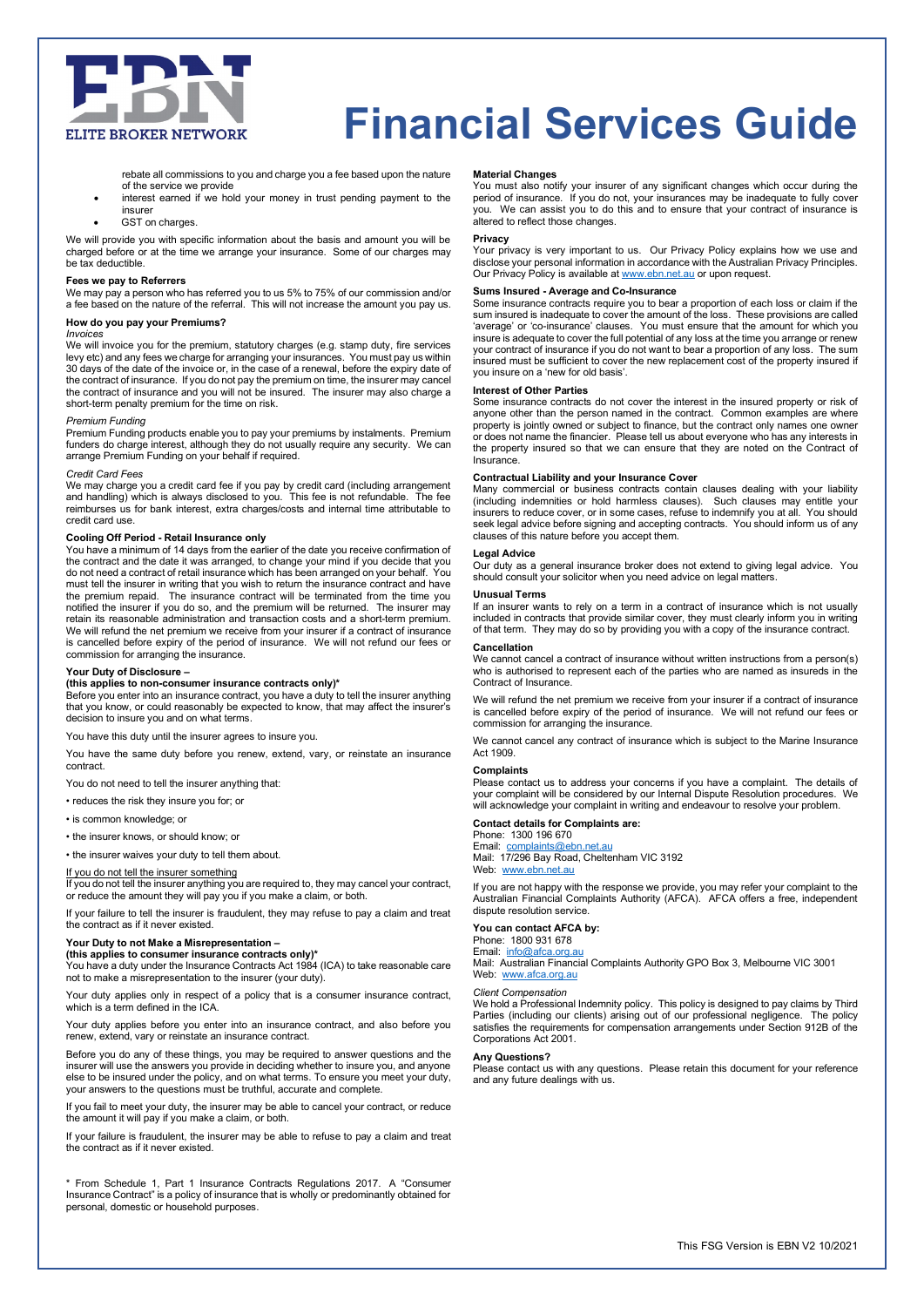# Financial Services Guide

rebate all commissions to you and charge you a fee based upon the nature of the service we provide

- interest earned if we hold your money in trust pending payment to the insurer
- GST on charges.

We will provide you with specific information about the basis and amount you will be charged before or at the time we arrange your insurance. Some of our charges may be tax deductible.

**Fees we pay to Referrers**

We may pay a person who has referred you to us 5% to 75% of our commission and/or a fee based on the nature of the referral. This will not increase the amount you pay us.

**How do you pay your Premiums?**

*Invoices*

We will invoice you for the premium, statutory charges (e.g. stamp duty, fire services levy etc) and any fees we charge for arranging your insurances. You must pay us within 30 days of the date of the invoice or, in the case of a renewal, before the expiry date of the contract of insurance. If you do not pay the premium on time, the insurer may cancel the contract of insurance and you will not be insured. The insurer may also charge a short-term penalty premium for the time on risk.

*Premium Funding*

Premium Funding products enable you to pay your premiums by instalments. Premium funders do charge interest, although they do not usually require any security. We can arrange Premium Funding on your behalf if required.

*Credit Card Fees*

We may charge you a credit card fee if you pay by credit card (including arrangement and handling) which is always disclosed to you. This fee is not refundable. The fee reimburses us for bank interest, extra charges/costs and internal time attributable to credit card use.

**Cooling Off Period - Retail Insurance only**

You have a minimum of 14 days from the earlier of the date you receive confirmation of the contract and the date it was arranged, to change your mind if you decide that you do not need a contract of retail insurance which has been arranged on your behalf. You must tell the insurer in writing that you wish to return the insurance contract and have the premium repaid. The insurance contract will be terminated from the time you notified the insurer if you do so, and the premium will be returned. The insurer may retain its reasonable administration and transaction costs and a short-term premium. We will refund the net premium we receive from your insurer if a contract of insurance is cancelled before expiry of the period of insurance. We will not refund our fees or commission for arranging the insurance.

**Your Duty of Disclosure –**
**(this applies to non-consumer insurance contracts only)***

Before you enter into an insurance contract, you have a duty to tell the insurer anything that you know, or could reasonably be expected to know, that may affect the insurer's decision to insure you and on what terms.

You have this duty until the insurer agrees to insure you.

You have the same duty before you renew, extend, vary, or reinstate an insurance contract.

You do not need to tell the insurer anything that:

- reduces the risk they insure you for; or
- is common knowledge; or
- the insurer knows, or should know; or
- the insurer waives your duty to tell them about.

If you do not tell the insurer something

If you do not tell the insurer anything you are required to, they may cancel your contract, or reduce the amount they will pay you if you make a claim, or both.

If your failure to tell the insurer is fraudulent, they may refuse to pay a claim and treat the contract as if it never existed.

**Your Duty to not Make a Misrepresentation –**
**(this applies to consumer insurance contracts only)***

You have a duty under the Insurance Contracts Act 1984 (ICA) to take reasonable care not to make a misrepresentation to the insurer (your duty).

Your duty applies only in respect of a policy that is a consumer insurance contract, which is a term defined in the ICA.

Your duty applies before you enter into an insurance contract, and also before you renew, extend, vary or reinstate an insurance contract.

Before you do any of these things, you may be required to answer questions and the insurer will use the answers you provide in deciding whether to insure you, and anyone else to be insured under the policy, and on what terms. To ensure you meet your duty, your answers to the questions must be truthful, accurate and complete.

If you fail to meet your duty, the insurer may be able to cancel your contract, or reduce the amount it will pay if you make a claim, or both.

If your failure is fraudulent, the insurer may be able to refuse to pay a claim and treat the contract as if it never existed.

\* From Schedule 1, Part 1 Insurance Contracts Regulations 2017. A "Consumer Insurance Contract" is a policy of insurance that is wholly or predominantly obtained for personal, domestic or household purposes.

**Material Changes**

You must also notify your insurer of any significant changes which occur during the period of insurance. If you do not, your insurances may be inadequate to fully cover you. We can assist you to do this and to ensure that your contract of insurance is altered to reflect those changes.

**Privacy**

Your privacy is very important to us. Our Privacy Policy explains how we use and disclose your personal information in accordance with the Australian Privacy Principles. Our Privacy Policy is available at www.ebn.net.au or upon request.

**Sums Insured - Average and Co-Insurance**

Some insurance contracts require you to bear a proportion of each loss or claim if the sum insured is inadequate to cover the amount of the loss. These provisions are called 'average' or 'co-insurance' clauses. You must ensure that the amount for which you insure is adequate to cover the full potential of any loss at the time you arrange or renew your contract of insurance if you do not want to bear a proportion of any loss. The sum insured must be sufficient to cover the new replacement cost of the property insured if you insure on a 'new for old basis'.

**Interest of Other Parties**

Some insurance contracts do not cover the interest in the insured property or risk of anyone other than the person named in the contract. Common examples are where property is jointly owned or subject to finance, but the contract only names one owner or does not name the financier. Please tell us about everyone who has any interests in the property insured so that we can ensure that they are noted on the Contract of Insurance.

**Contractual Liability and your Insurance Cover**

Many commercial or business contracts contain clauses dealing with your liability (including indemnities or hold harmless clauses). Such clauses may entitle your insurers to reduce cover, or in some cases, refuse to indemnify you at all. You should seek legal advice before signing and accepting contracts. You should inform us of any clauses of this nature before you accept them.

**Legal Advice**

Our duty as a general insurance broker does not extend to giving legal advice. You should consult your solicitor when you need advice on legal matters.

**Unusual Terms**

If an insurer wants to rely on a term in a contract of insurance which is not usually included in contracts that provide similar cover, they must clearly inform you in writing of that term. They may do so by providing you with a copy of the insurance contract.

**Cancellation**

We cannot cancel a contract of insurance without written instructions from a person(s) who is authorised to represent each of the parties who are named as insureds in the Contract of Insurance.

We will refund the net premium we receive from your insurer if a contract of insurance is cancelled before expiry of the period of insurance. We will not refund our fees or commission for arranging the insurance.

We cannot cancel any contract of insurance which is subject to the Marine Insurance Act 1909.

**Complaints**

Please contact us to address your concerns if you have a complaint. The details of your complaint will be considered by our Internal Dispute Resolution procedures. We will acknowledge your complaint in writing and endeavour to resolve your problem.

**Contact details for Complaints are:**

Phone: 1300 196 670
Email: complaints@ebn.net.au
Mail: 17/296 Bay Road, Cheltenham VIC 3192
Web: www.ebn.net.au

If you are not happy with the response we provide, you may refer your complaint to the Australian Financial Complaints Authority (AFCA). AFCA offers a free, independent dispute resolution service.

**You can contact AFCA by:**

Phone: 1800 931 678
Email: info@afca.org.au
Mail: Australian Financial Complaints Authority GPO Box 3, Melbourne VIC 3001
Web: www.afca.org.au

*Client Compensation*

We hold a Professional Indemnity policy. This policy is designed to pay claims by Third Parties (including our clients) arising out of our professional negligence. The policy satisfies the requirements for compensation arrangements under Section 912B of the Corporations Act 2001.

**Any Questions?**

Please contact us with any questions. Please retain this document for your reference and any future dealings with us.

This FSG Version is EBN V2 10/2021